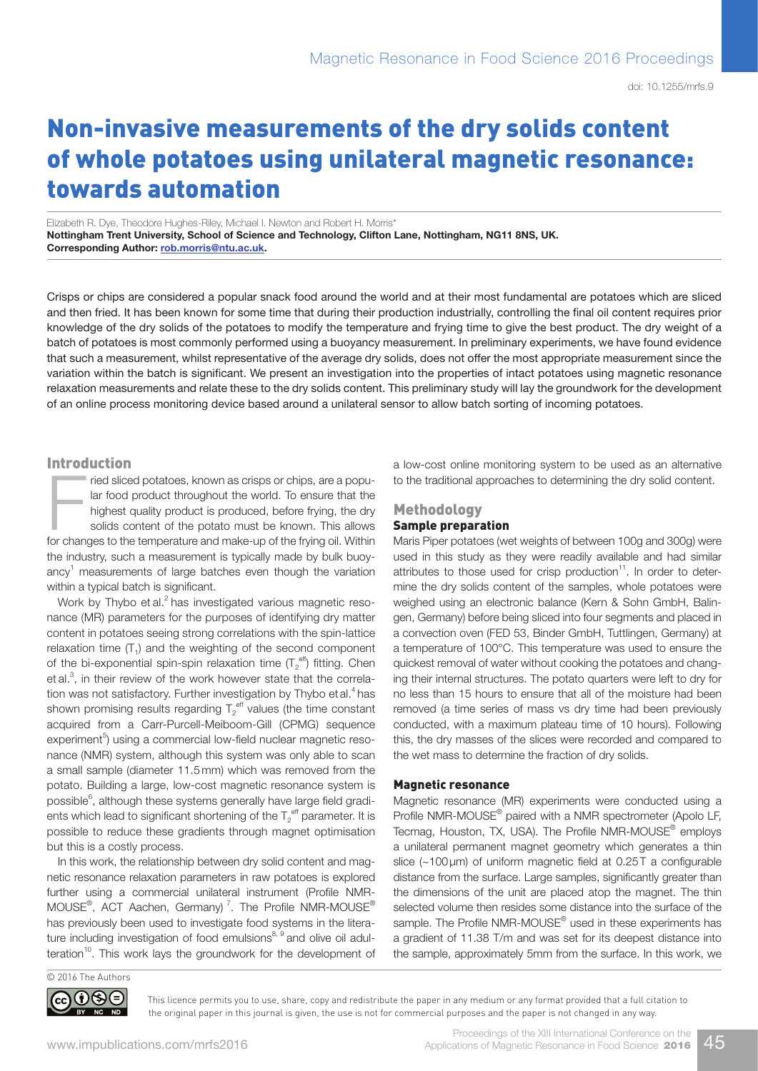# Non-invasive measurements of the dry solids content of whole potatoes using unilateral magnetic resonance: towards automation

Elizabeth R. Dye, Theodore Hughes-Riley, Michael I. Newton and Robert H. Morris*

**Nottingham Trent University, School of Science and Technology, Clifton Lane, Nottingham, NG11 8NS, UK.**
**Corresponding Author: rob.morris@ntu.ac.uk.**

doi: 10.1255/mrfs.9

Crisps or chips are considered a popular snack food around the world and at their most fundamental are potatoes which are sliced and then fried. It has been known for some time that during their production industrially, controlling the final oil content requires prior knowledge of the dry solids of the potatoes to modify the temperature and frying time to give the best product. The dry weight of a batch of potatoes is most commonly performed using a buoyancy measurement. In preliminary experiments, we have found evidence that such a measurement, whilst representative of the average dry solids, does not offer the most appropriate measurement since the variation within the batch is significant. We present an investigation into the properties of intact potatoes using magnetic resonance relaxation measurements and relate these to the dry solids content. This preliminary study will lay the groundwork for the development of an online process monitoring device based around a unilateral sensor to allow batch sorting of incoming potatoes.

## Introduction

Fried sliced potatoes, known as crisps or chips, are a popular food product throughout the world. To ensure that the highest quality product is produced, before frying, the dry solids content of the potato must be known. This allows for changes to the temperature and make-up of the frying oil. Within the industry, such a measurement is typically made by bulk buoyancy[1] measurements of large batches even though the variation within a typical batch is significant.

Work by Thybo et al.[2] has investigated various magnetic resonance (MR) parameters for the purposes of identifying dry matter content in potatoes seeing strong correlations with the spin-lattice relaxation time ($T_1$) and the weighting of the second component of the bi-exponential spin-spin relaxation time ($T_2^{eff}$) fitting. Chen et al.[3], in their review of the work however state that the correlation was not satisfactory. Further investigation by Thybo et al.[4] has shown promising results regarding $T_2^{eff}$ values (the time constant acquired from a Carr-Purcell-Meiboom-Gill (CPMG) sequence experiment[5]) using a commercial low-field nuclear magnetic resonance (NMR) system, although this system was only able to scan a small sample (diameter 11.5 mm) which was removed from the potato. Building a large, low-cost magnetic resonance system is possible[6], although these systems generally have large field gradients which lead to significant shortening of the $T_2^{eff}$ parameter. It is possible to reduce these gradients through magnet optimisation but this is a costly process.

In this work, the relationship between dry solid content and magnetic resonance relaxation parameters in raw potatoes is explored further using a commercial unilateral instrument (Profile NMR-MOUSE®, ACT Aachen, Germany)[7]. The Profile NMR-MOUSE® has previously been used to investigate food systems in the literature including investigation of food emulsions[8, 9] and olive oil adulteration[10]. This work lays the groundwork for the development of a low-cost online monitoring system to be used as an alternative to the traditional approaches to determining the dry solid content.

## Methodology

### Sample preparation

Maris Piper potatoes (wet weights of between 100g and 300g) were used in this study as they were readily available and had similar attributes to those used for crisp production[11]. In order to determine the dry solids content of the samples, whole potatoes were weighed using an electronic balance (Kern & Sohn GmbH, Balingen, Germany) before being sliced into four segments and placed in a convection oven (FED 53, Binder GmbH, Tuttlingen, Germany) at a temperature of 100°C. This temperature was used to ensure the quickest removal of water without cooking the potatoes and changing their internal structures. The potato quarters were left to dry for no less than 15 hours to ensure that all of the moisture had been removed (a time series of mass vs dry time had been previously conducted, with a maximum plateau time of 10 hours). Following this, the dry masses of the slices were recorded and compared to the wet mass to determine the fraction of dry solids.

### Magnetic resonance

Magnetic resonance (MR) experiments were conducted using a Profile NMR-MOUSE® paired with a NMR spectrometer (Apolo LF, Tecmag, Houston, TX, USA). The Profile NMR-MOUSE® employs a unilateral permanent magnet geometry which generates a thin slice (~100 µm) of uniform magnetic field at 0.25 T a configurable distance from the surface. Large samples, significantly greater than the dimensions of the unit are placed atop the magnet. The thin selected volume then resides some distance into the surface of the sample. The Profile NMR-MOUSE® used in these experiments has a gradient of 11.38 T/m and was set for its deepest distance into the sample, approximately 5 mm from the surface. In this work, we

© 2016 The Authors

This licence permits you to use, share, copy and redistribute the paper in any medium or any format provided that a full citation to the original paper in this journal is given, the use is not for commercial purposes and the paper is not changed in any way.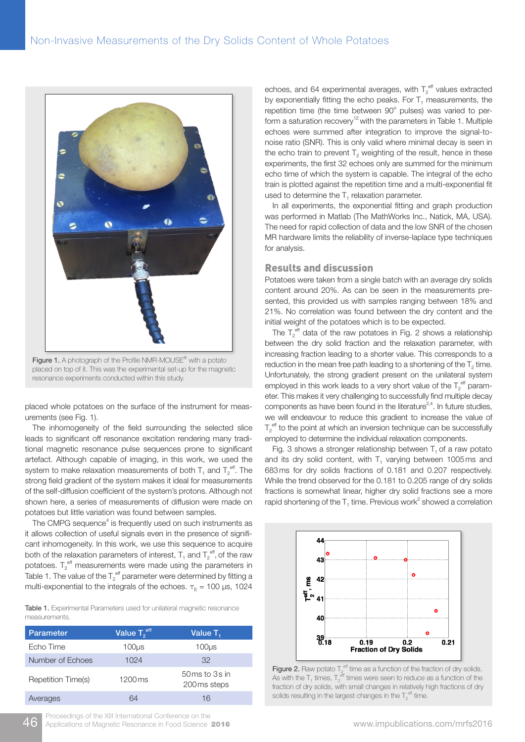Figure 1. A photograph of the Profile NMR-MOUSE® with a potato placed on top of it. This was the experimental set-up for the magnetic resonance experiments conducted within this study.

placed whole potatoes on the surface of the instrument for measurements (see Fig. 1).

The inhomogeneity of the field surrounding the selected slice leads to significant off resonance excitation rendering many traditional magnetic resonance pulse sequences prone to significant artefact. Although capable of imaging, in this work, we used the system to make relaxation measurements of both $T_1$ and $T_2^{eff}$. The strong field gradient of the system makes it ideal for measurements of the self-diffusion coefficient of the system's protons. Although not shown here, a series of measurements of diffusion were made on potatoes but little variation was found between samples.

The CMPG sequence[4] is frequently used on such instruments as it allows collection of useful signals even in the presence of significant inhomogeneity. In this work, we use this sequence to acquire both of the relaxation parameters of interest, $T_1$ and $T_2^{eff}$, of the raw potatoes. $T_2^{eff}$ measurements were made using the parameters in Table 1. The value of the $T_2^{eff}$ parameter were determined by fitting a multi-exponential to the integrals of the echoes. $\tau_E$ = 100 µs, 1024 echoes, and 64 experimental averages, with $T_2^{eff}$ values extracted by exponentially fitting the echo peaks. For $T_1$ measurements, the repetition time (the time between 90° pulses) was varied to perform a saturation recovery[12] with the parameters in Table 1. Multiple echoes were summed after integration to improve the signal-to-noise ratio (SNR). This is only valid where minimal decay is seen in the echo train to prevent $T_2$ weighting of the result, hence in these experiments, the first 32 echoes only are summed for the minimum echo time of which the system is capable. The integral of the echo train is plotted against the repetition time and a multi-exponential fit used to determine the $T_1$ relaxation parameter.

In all experiments, the exponential fitting and graph production was performed in Matlab (The MathWorks Inc., Natick, MA, USA). The need for rapid collection of data and the low SNR of the chosen MR hardware limits the reliability of inverse-laplace type techniques for analysis.

Table 1. Experimental Parameters used for unilateral magnetic resonance measurements.

| Parameter | Value $T_2^{eff}$ | Value $T_1$ |
|---|---|---|
| Echo Time | 100µs | 100µs |
| Number of Echoes | 1024 | 32 |
| Repetition Time(s) | 1200ms | 50ms to 3s in 200ms steps |
| Averages | 64 | 16 |

## Results and discussion

Potatoes were taken from a single batch with an average dry solids content around 20%. As can be seen in the measurements presented, this provided us with samples ranging between 18% and 21%. No correlation was found between the dry content and the initial weight of the potatoes which is to be expected.

The $T_2^{eff}$ data of the raw potatoes in Fig. 2 shows a relationship between the dry solid fraction and the relaxation parameter, with increasing fraction leading to a shorter value. This corresponds to a reduction in the mean free path leading to a shortening of the $T_2$ time. Unfortunately, the strong gradient present on the unilateral system employed in this work leads to a very short value of the $T_2^{eff}$ parameter. This makes it very challenging to successfully find multiple decay components as have been found in the literature[2,4]. In future studies, we will endeavour to reduce this gradient to increase the value of $T_2^{eff}$ to the point at which an inversion technique can be successfully employed to determine the individual relaxation components.

Fig. 3 shows a stronger relationship between $T_1$ of a raw potato and its dry solid content, with $T_1$ varying between 1005 ms and 683 ms for dry solids fractions of 0.181 and 0.207 respectively. While the trend observed for the 0.181 to 0.205 range of dry solids fractions is somewhat linear, higher dry solid fractions see a more rapid shortening of the $T_1$ time. Previous work[2] showed a correlation

Figure 2. Raw potato $T_2^{eff}$ time as a function of the fraction of dry solids. As with the $T_1$ times, $T_2^{eff}$ times were seen to reduce as a function of the fraction of dry solids, with small changes in relatively high fractions of dry solids resulting in the largest changes in the $T_2^{eff}$ time.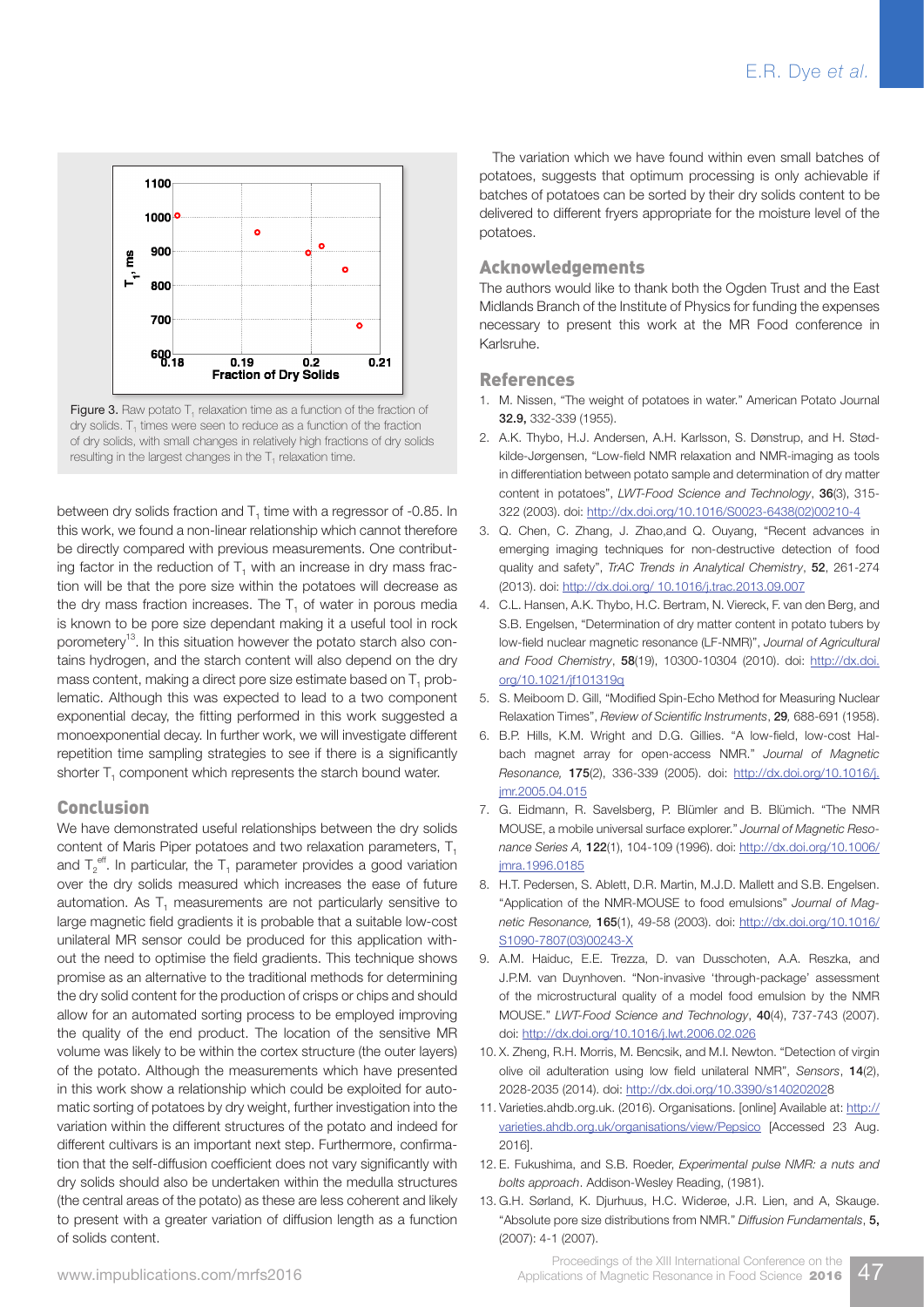1100
1000
900
800
700
600
$T_1$, ms
0.18
0.19
0.2
0.21
Fraction of Dry Solids

Figure 3. Raw potato $T_1$ relaxation time as a function of the fraction of dry solids. $T_1$ times were seen to reduce as a function of the fraction of dry solids, with small changes in relatively high fractions of dry solids resulting in the largest changes in the $T_1$ relaxation time.

between dry solids fraction and $T_1$ time with a regressor of -0.85. In this work, we found a non-linear relationship which cannot therefore be directly compared with previous measurements. One contributing factor in the reduction of $T_1$ with an increase in dry mass fraction will be that the pore size within the potatoes will decrease as the dry mass fraction increases. The $T_1$ of water in porous media is known to be pore size dependant making it a useful tool in rock porometery[13]. In this situation however the potato starch also contains hydrogen, and the starch content will also depend on the dry mass content, making a direct pore size estimate based on $T_1$ problematic. Although this was expected to lead to a two component exponential decay, the fitting performed in this work suggested a monoexponential decay. In further work, we will investigate different repetition time sampling strategies to see if there is a significantly shorter $T_1$ component which represents the starch bound water.

## Conclusion

We have demonstrated useful relationships between the dry solids content of Maris Piper potatoes and two relaxation parameters, $T_1$ and $T_2^{eff}$. In particular, the $T_1$ parameter provides a good variation over the dry solids measured which increases the ease of future automation. As $T_1$ measurements are not particularly sensitive to large magnetic field gradients it is probable that a suitable low-cost unilateral MR sensor could be produced for this application without the need to optimise the field gradients. This technique shows promise as an alternative to the traditional methods for determining the dry solid content for the production of crisps or chips and should allow for an automated sorting process to be employed improving the quality of the end product. The location of the sensitive MR volume was likely to be within the cortex structure (the outer layers) of the potato. Although the measurements which have presented in this work show a relationship which could be exploited for automatic sorting of potatoes by dry weight, further investigation into the variation within the different structures of the potato and indeed for different cultivars is an important next step. Furthermore, confirmation that the self-diffusion coefficient does not vary significantly with dry solids should also be undertaken within the medulla structures (the central areas of the potato) as these are less coherent and likely to present with a greater variation of diffusion length as a function of solids content.

The variation which we have found within even small batches of potatoes, suggests that optimum processing is only achievable if batches of potatoes can be sorted by their dry solids content to be delivered to different fryers appropriate for the moisture level of the potatoes.

## Acknowledgements

The authors would like to thank both the Ogden Trust and the East Midlands Branch of the Institute of Physics for funding the expenses necessary to present this work at the MR Food conference in Karlsruhe.

## References

1. M. Nissen, "The weight of potatoes in water." American Potato Journal **32.9,** 332-339 (1955).
2. A.K. Thybo, H.J. Andersen, A.H. Karlsson, S. Dønstrup, and H. Stødkilde-Jørgensen, "Low-field NMR relaxation and NMR-imaging as tools in differentiation between potato sample and determination of dry matter content in potatoes", *LWT-Food Science and Technology*, **36**(3), 315-322 (2003). doi: http://dx.doi.org/10.1016/S0023-6438(02)00210-4
3. Q. Chen, C. Zhang, J. Zhao,and Q. Ouyang, "Recent advances in emerging imaging techniques for non-destructive detection of food quality and safety", *TrAC Trends in Analytical Chemistry*, **52**, 261-274 (2013). doi: http://dx.doi.org/ 10.1016/j.trac.2013.09.007
4. C.L. Hansen, A.K. Thybo, H.C. Bertram, N. Viereck, F. van den Berg, and S.B. Engelsen, "Determination of dry matter content in potato tubers by low-field nuclear magnetic resonance (LF-NMR)", *Journal of Agricultural and Food Chemistry*, **58**(19), 10300-10304 (2010). doi: http://dx.doi.org/10.1021/jf101319q
5. S. Meiboom D. Gill, "Modified Spin-Echo Method for Measuring Nuclear Relaxation Times", *Review of Scientific Instruments*, **29**, 688-691 (1958).
6. B.P. Hills, K.M. Wright and D.G. Gillies. "A low-field, low-cost Halbach magnet array for open-access NMR." *Journal of Magnetic Resonance,* **175**(2), 336-339 (2005). doi: http://dx.doi.org/10.1016/j.jmr.2005.04.015
7. G. Eidmann, R. Savelsberg, P. Blümler and B. Blümich. "The NMR MOUSE, a mobile universal surface explorer." *Journal of Magnetic Resonance Series A,* **122**(1), 104-109 (1996). doi: http://dx.doi.org/10.1006/jmra.1996.0185
8. H.T. Pedersen, S. Ablett, D.R. Martin, M.J.D. Mallett and S.B. Engelsen. "Application of the NMR-MOUSE to food emulsions" *Journal of Magnetic Resonance,* **165**(1), 49-58 (2003). doi: http://dx.doi.org/10.1016/S1090-7807(03)00243-X
9. A.M. Haiduc, E.E. Trezza, D. van Dusschoten, A.A. Reszka, and J.P.M. van Duynhoven. "Non-invasive 'through-package' assessment of the microstructural quality of a model food emulsion by the NMR MOUSE." *LWT-Food Science and Technology*, **40**(4), 737-743 (2007). doi: http://dx.doi.org/10.1016/j.lwt.2006.02.026
10. X. Zheng, R.H. Morris, M. Bencsik, and M.I. Newton. "Detection of virgin olive oil adulteration using low field unilateral NMR", *Sensors*, **14**(2), 2028-2035 (2014). doi: http://dx.doi.org/10.3390/s140202028
11. Varieties.ahdb.org.uk. (2016). Organisations. [online] Available at: http://varieties.ahdb.org.uk/organisations/view/Pepsico [Accessed 23 Aug. 2016].
12. E. Fukushima, and S.B. Roeder, *Experimental pulse NMR: a nuts and bolts approach*. Addison-Wesley Reading, (1981).
13. G.H. Sørland, K. Djurhuus, H.C. Widerøe, J.R. Lien, and A, Skauge. "Absolute pore size distributions from NMR." *Diffusion Fundamentals*, **5,** (2007): 4-1 (2007).